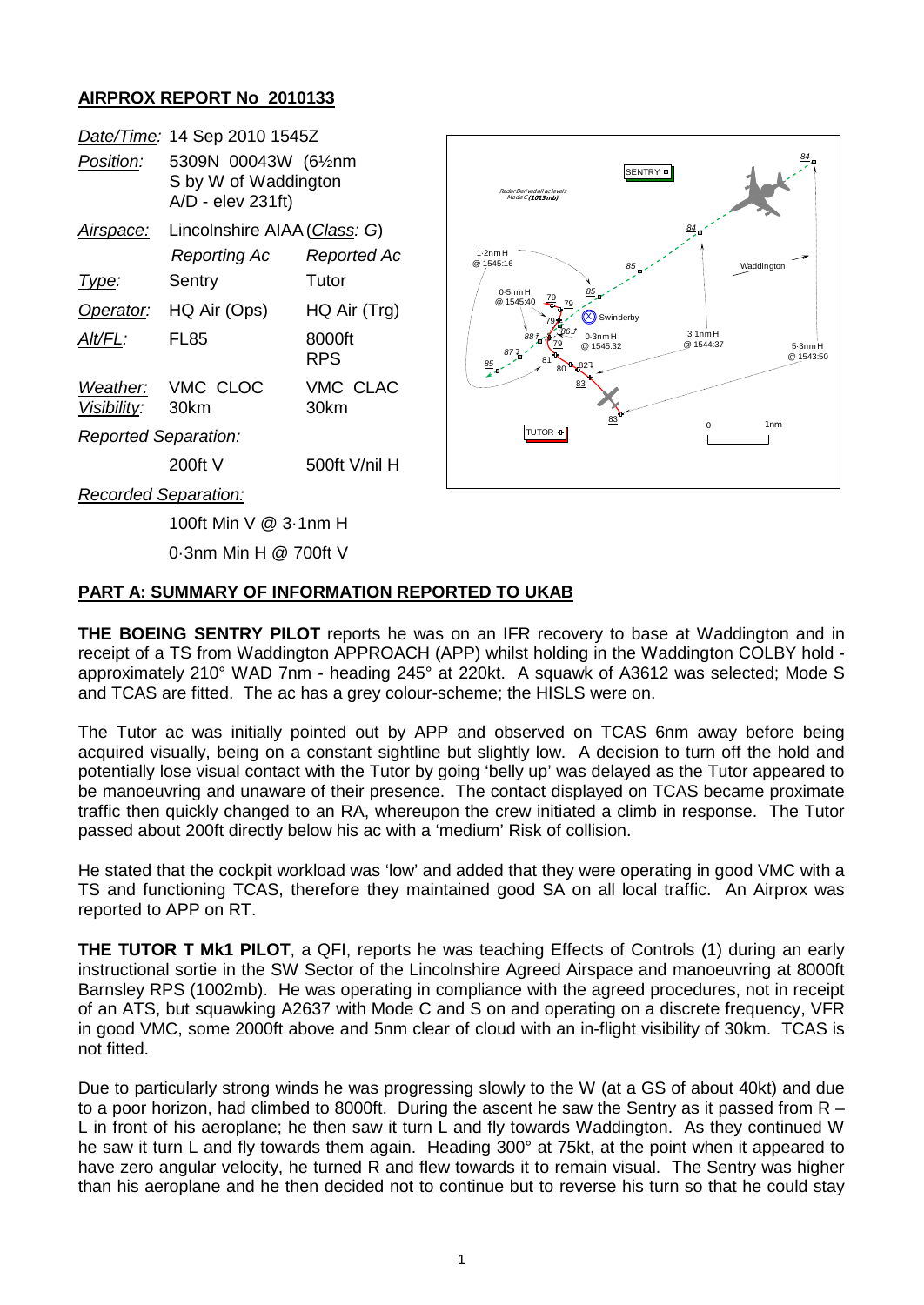## AIRPROX REPORT No 2010133

| | | |
|---|---|---|
| *Date/Time:* | 14 Sep 2010 1545Z | |
| *Position:* | 5309N 00043W (6½nm S by W of Waddington A/D - elev 231ft) | |
| *Airspace:* | Lincolnshire AIAA (*Class*: G) | |
| | *Reporting Ac* | *Reported Ac* |
| *Type:* | Sentry | Tutor |
| *Operator:* | HQ Air (Ops) | HQ Air (Trg) |
| *Alt/FL:* | FL85 | 8000ft RPS |
| *Weather:* | VMC CLOC | VMC CLAC |
| *Visibility:* | 30km | 30km |
| *Reported Separation:* | | |
| | 200ft V | 500ft V/nil H |
| *Recorded Separation:* | | |
| | 100ft Min V @ 3·1nm H | |
| | 0·3nm Min H @ 700ft V | |

### PART A: SUMMARY OF INFORMATION REPORTED TO UKAB

**THE BOEING SENTRY PILOT** reports he was on an IFR recovery to base at Waddington and in receipt of a TS from Waddington APPROACH (APP) whilst holding in the Waddington COLBY hold - approximately 210° WAD 7nm - heading 245° at 220kt. A squawk of A3612 was selected; Mode S and TCAS are fitted. The ac has a grey colour-scheme; the HISLS were on.

The Tutor ac was initially pointed out by APP and observed on TCAS 6nm away before being acquired visually, being on a constant sightline but slightly low. A decision to turn off the hold and potentially lose visual contact with the Tutor by going 'belly up' was delayed as the Tutor appeared to be manoeuvring and unaware of their presence. The contact displayed on TCAS became proximate traffic then quickly changed to an RA, whereupon the crew initiated a climb in response. The Tutor passed about 200ft directly below his ac with a 'medium' Risk of collision.

He stated that the cockpit workload was 'low' and added that they were operating in good VMC with a TS and functioning TCAS, therefore they maintained good SA on all local traffic. An Airprox was reported to APP on RT.

**THE TUTOR T Mk1 PILOT**, a QFI, reports he was teaching Effects of Controls (1) during an early instructional sortie in the SW Sector of the Lincolnshire Agreed Airspace and manoeuvring at 8000ft Barnsley RPS (1002mb). He was operating in compliance with the agreed procedures, not in receipt of an ATS, but squawking A2637 with Mode C and S on and operating on a discrete frequency, VFR in good VMC, some 2000ft above and 5nm clear of cloud with an in-flight visibility of 30km. TCAS is not fitted.

Due to particularly strong winds he was progressing slowly to the W (at a GS of about 40kt) and due to a poor horizon, had climbed to 8000ft. During the ascent he saw the Sentry as it passed from R – L in front of his aeroplane; he then saw it turn L and fly towards Waddington. As they continued W he saw it turn L and fly towards them again. Heading 300° at 75kt, at the point when it appeared to have zero angular velocity, he turned R and flew towards it to remain visual. The Sentry was higher than his aeroplane and he then decided not to continue but to reverse his turn so that he could stay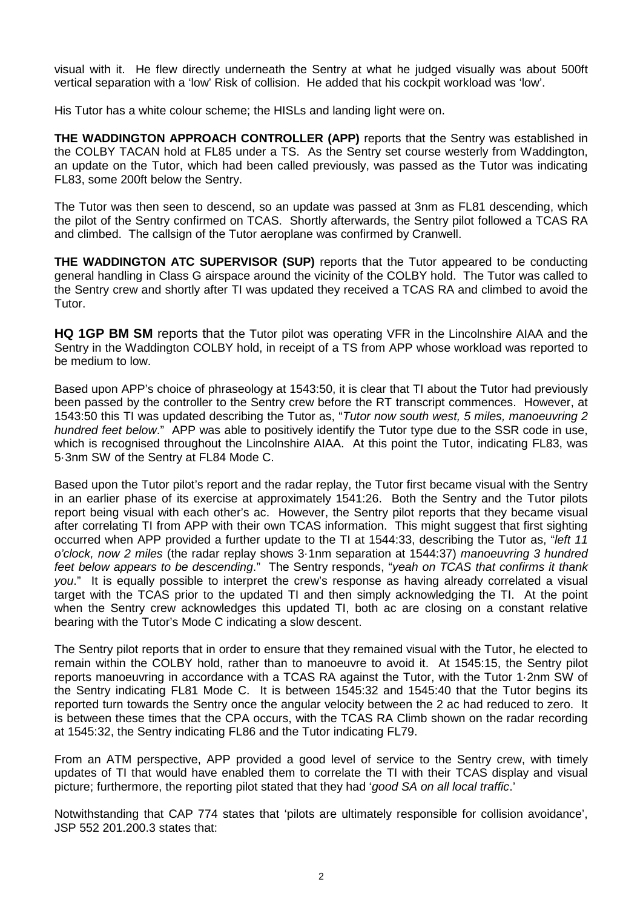visual with it. He flew directly underneath the Sentry at what he judged visually was about 500ft vertical separation with a 'low' Risk of collision. He added that his cockpit workload was 'low'.

His Tutor has a white colour scheme; the HISLs and landing light were on.

**THE WADDINGTON APPROACH CONTROLLER (APP)** reports that the Sentry was established in the COLBY TACAN hold at FL85 under a TS. As the Sentry set course westerly from Waddington, an update on the Tutor, which had been called previously, was passed as the Tutor was indicating FL83, some 200ft below the Sentry.

The Tutor was then seen to descend, so an update was passed at 3nm as FL81 descending, which the pilot of the Sentry confirmed on TCAS. Shortly afterwards, the Sentry pilot followed a TCAS RA and climbed. The callsign of the Tutor aeroplane was confirmed by Cranwell.

**THE WADDINGTON ATC SUPERVISOR (SUP)** reports that the Tutor appeared to be conducting general handling in Class G airspace around the vicinity of the COLBY hold. The Tutor was called to the Sentry crew and shortly after TI was updated they received a TCAS RA and climbed to avoid the Tutor.

**HQ 1GP BM SM** reports that the Tutor pilot was operating VFR in the Lincolnshire AIAA and the Sentry in the Waddington COLBY hold, in receipt of a TS from APP whose workload was reported to be medium to low.

Based upon APP's choice of phraseology at 1543:50, it is clear that TI about the Tutor had previously been passed by the controller to the Sentry crew before the RT transcript commences. However, at 1543:50 this TI was updated describing the Tutor as, "*Tutor now south west, 5 miles, manoeuvring 2 hundred feet below*." APP was able to positively identify the Tutor type due to the SSR code in use, which is recognised throughout the Lincolnshire AIAA. At this point the Tutor, indicating FL83, was 5·3nm SW of the Sentry at FL84 Mode C.

Based upon the Tutor pilot's report and the radar replay, the Tutor first became visual with the Sentry in an earlier phase of its exercise at approximately 1541:26. Both the Sentry and the Tutor pilots report being visual with each other's ac. However, the Sentry pilot reports that they became visual after correlating TI from APP with their own TCAS information. This might suggest that first sighting occurred when APP provided a further update to the TI at 1544:33, describing the Tutor as, "*left 11 o'clock, now 2 miles* (the radar replay shows 3·1nm separation at 1544:37) *manoeuvring 3 hundred feet below appears to be descending*." The Sentry responds, "*yeah on TCAS that confirms it thank you*." It is equally possible to interpret the crew's response as having already correlated a visual target with the TCAS prior to the updated TI and then simply acknowledging the TI. At the point when the Sentry crew acknowledges this updated TI, both ac are closing on a constant relative bearing with the Tutor's Mode C indicating a slow descent.

The Sentry pilot reports that in order to ensure that they remained visual with the Tutor, he elected to remain within the COLBY hold, rather than to manoeuvre to avoid it. At 1545:15, the Sentry pilot reports manoeuvring in accordance with a TCAS RA against the Tutor, with the Tutor 1·2nm SW of the Sentry indicating FL81 Mode C. It is between 1545:32 and 1545:40 that the Tutor begins its reported turn towards the Sentry once the angular velocity between the 2 ac had reduced to zero. It is between these times that the CPA occurs, with the TCAS RA Climb shown on the radar recording at 1545:32, the Sentry indicating FL86 and the Tutor indicating FL79.

From an ATM perspective, APP provided a good level of service to the Sentry crew, with timely updates of TI that would have enabled them to correlate the TI with their TCAS display and visual picture; furthermore, the reporting pilot stated that they had '*good SA on all local traffic*.'

Notwithstanding that CAP 774 states that 'pilots are ultimately responsible for collision avoidance', JSP 552 201.200.3 states that: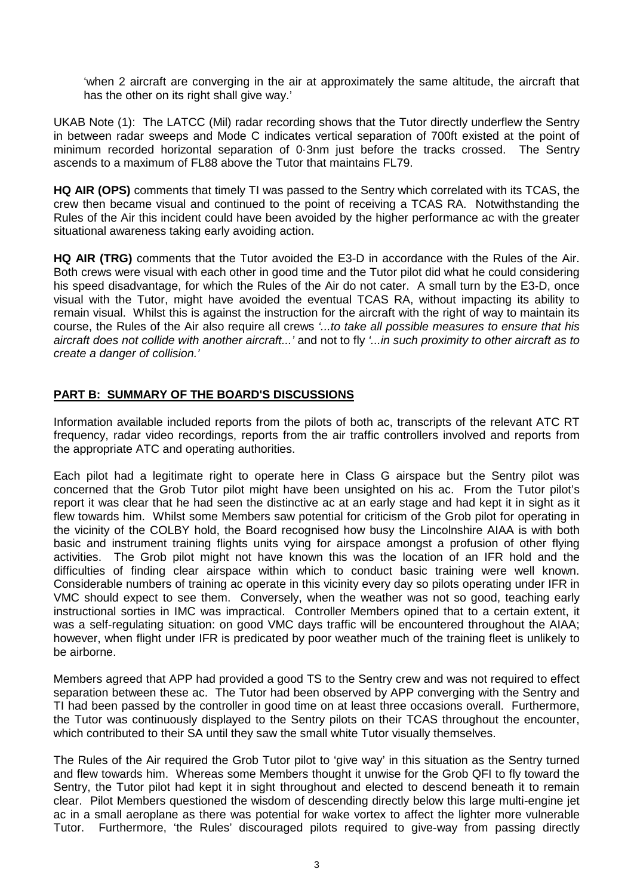'when 2 aircraft are converging in the air at approximately the same altitude, the aircraft that has the other on its right shall give way.'

UKAB Note (1): The LATCC (Mil) radar recording shows that the Tutor directly underflew the Sentry in between radar sweeps and Mode C indicates vertical separation of 700ft existed at the point of minimum recorded horizontal separation of 0·3nm just before the tracks crossed. The Sentry ascends to a maximum of FL88 above the Tutor that maintains FL79.

**HQ AIR (OPS)** comments that timely TI was passed to the Sentry which correlated with its TCAS, the crew then became visual and continued to the point of receiving a TCAS RA. Notwithstanding the Rules of the Air this incident could have been avoided by the higher performance ac with the greater situational awareness taking early avoiding action.

**HQ AIR (TRG)** comments that the Tutor avoided the E3-D in accordance with the Rules of the Air. Both crews were visual with each other in good time and the Tutor pilot did what he could considering his speed disadvantage, for which the Rules of the Air do not cater. A small turn by the E3-D, once visual with the Tutor, might have avoided the eventual TCAS RA, without impacting its ability to remain visual. Whilst this is against the instruction for the aircraft with the right of way to maintain its course, the Rules of the Air also require all crews *'...to take all possible measures to ensure that his aircraft does not collide with another aircraft...'* and not to fly *'...in such proximity to other aircraft as to create a danger of collision.'*

## PART B: SUMMARY OF THE BOARD'S DISCUSSIONS

Information available included reports from the pilots of both ac, transcripts of the relevant ATC RT frequency, radar video recordings, reports from the air traffic controllers involved and reports from the appropriate ATC and operating authorities.

Each pilot had a legitimate right to operate here in Class G airspace but the Sentry pilot was concerned that the Grob Tutor pilot might have been unsighted on his ac. From the Tutor pilot's report it was clear that he had seen the distinctive ac at an early stage and had kept it in sight as it flew towards him. Whilst some Members saw potential for criticism of the Grob pilot for operating in the vicinity of the COLBY hold, the Board recognised how busy the Lincolnshire AIAA is with both basic and instrument training flights units vying for airspace amongst a profusion of other flying activities. The Grob pilot might not have known this was the location of an IFR hold and the difficulties of finding clear airspace within which to conduct basic training were well known. Considerable numbers of training ac operate in this vicinity every day so pilots operating under IFR in VMC should expect to see them. Conversely, when the weather was not so good, teaching early instructional sorties in IMC was impractical. Controller Members opined that to a certain extent, it was a self-regulating situation: on good VMC days traffic will be encountered throughout the AIAA; however, when flight under IFR is predicated by poor weather much of the training fleet is unlikely to be airborne.

Members agreed that APP had provided a good TS to the Sentry crew and was not required to effect separation between these ac. The Tutor had been observed by APP converging with the Sentry and TI had been passed by the controller in good time on at least three occasions overall. Furthermore, the Tutor was continuously displayed to the Sentry pilots on their TCAS throughout the encounter, which contributed to their SA until they saw the small white Tutor visually themselves.

The Rules of the Air required the Grob Tutor pilot to 'give way' in this situation as the Sentry turned and flew towards him. Whereas some Members thought it unwise for the Grob QFI to fly toward the Sentry, the Tutor pilot had kept it in sight throughout and elected to descend beneath it to remain clear. Pilot Members questioned the wisdom of descending directly below this large multi-engine jet ac in a small aeroplane as there was potential for wake vortex to affect the lighter more vulnerable Tutor. Furthermore, 'the Rules' discouraged pilots required to give-way from passing directly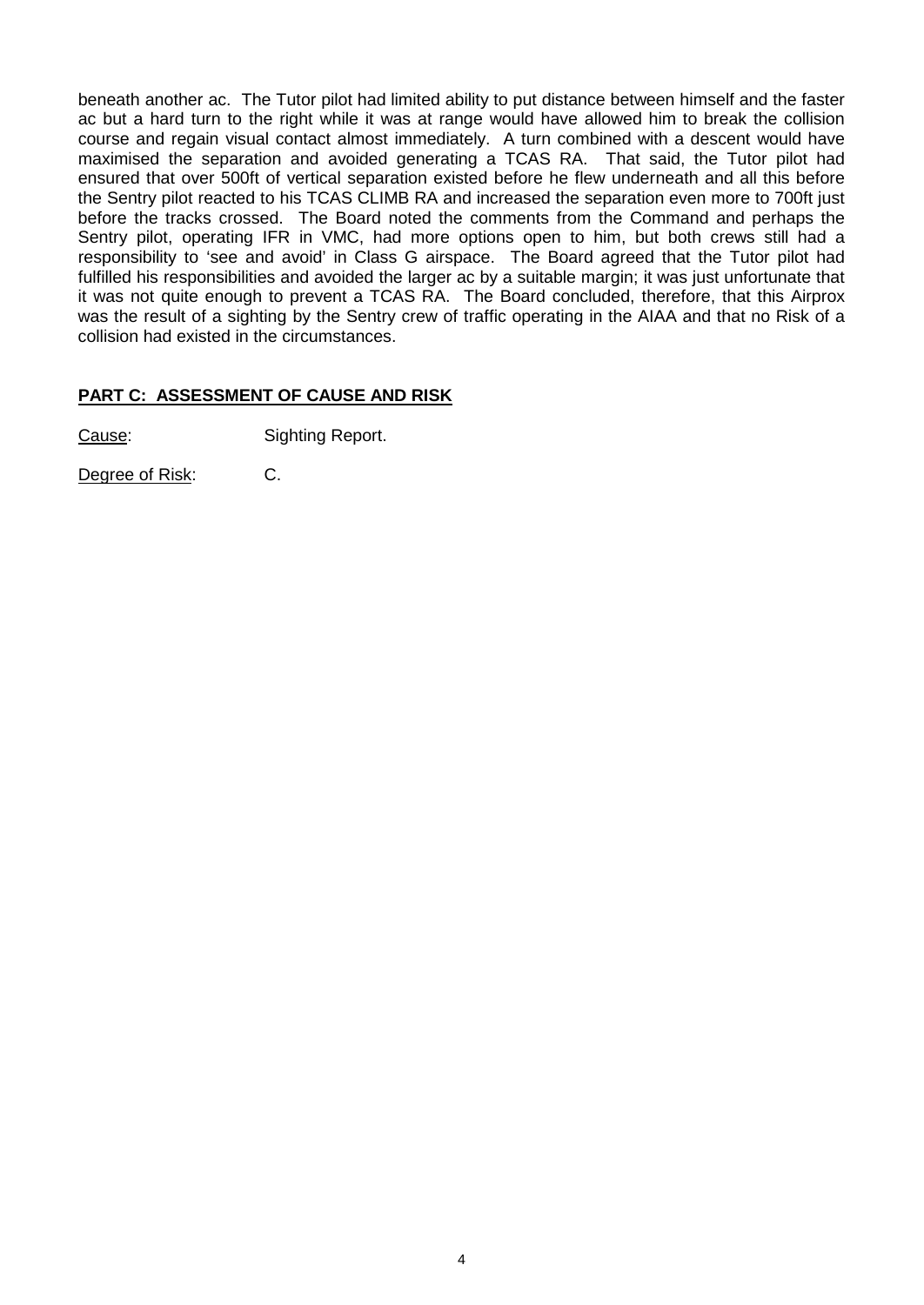beneath another ac. The Tutor pilot had limited ability to put distance between himself and the faster ac but a hard turn to the right while it was at range would have allowed him to break the collision course and regain visual contact almost immediately. A turn combined with a descent would have maximised the separation and avoided generating a TCAS RA. That said, the Tutor pilot had ensured that over 500ft of vertical separation existed before he flew underneath and all this before the Sentry pilot reacted to his TCAS CLIMB RA and increased the separation even more to 700ft just before the tracks crossed. The Board noted the comments from the Command and perhaps the Sentry pilot, operating IFR in VMC, had more options open to him, but both crews still had a responsibility to 'see and avoid' in Class G airspace. The Board agreed that the Tutor pilot had fulfilled his responsibilities and avoided the larger ac by a suitable margin; it was just unfortunate that it was not quite enough to prevent a TCAS RA. The Board concluded, therefore, that this Airprox was the result of a sighting by the Sentry crew of traffic operating in the AIAA and that no Risk of a collision had existed in the circumstances.

## PART C: ASSESSMENT OF CAUSE AND RISK

Cause: Sighting Report.

Degree of Risk: C.